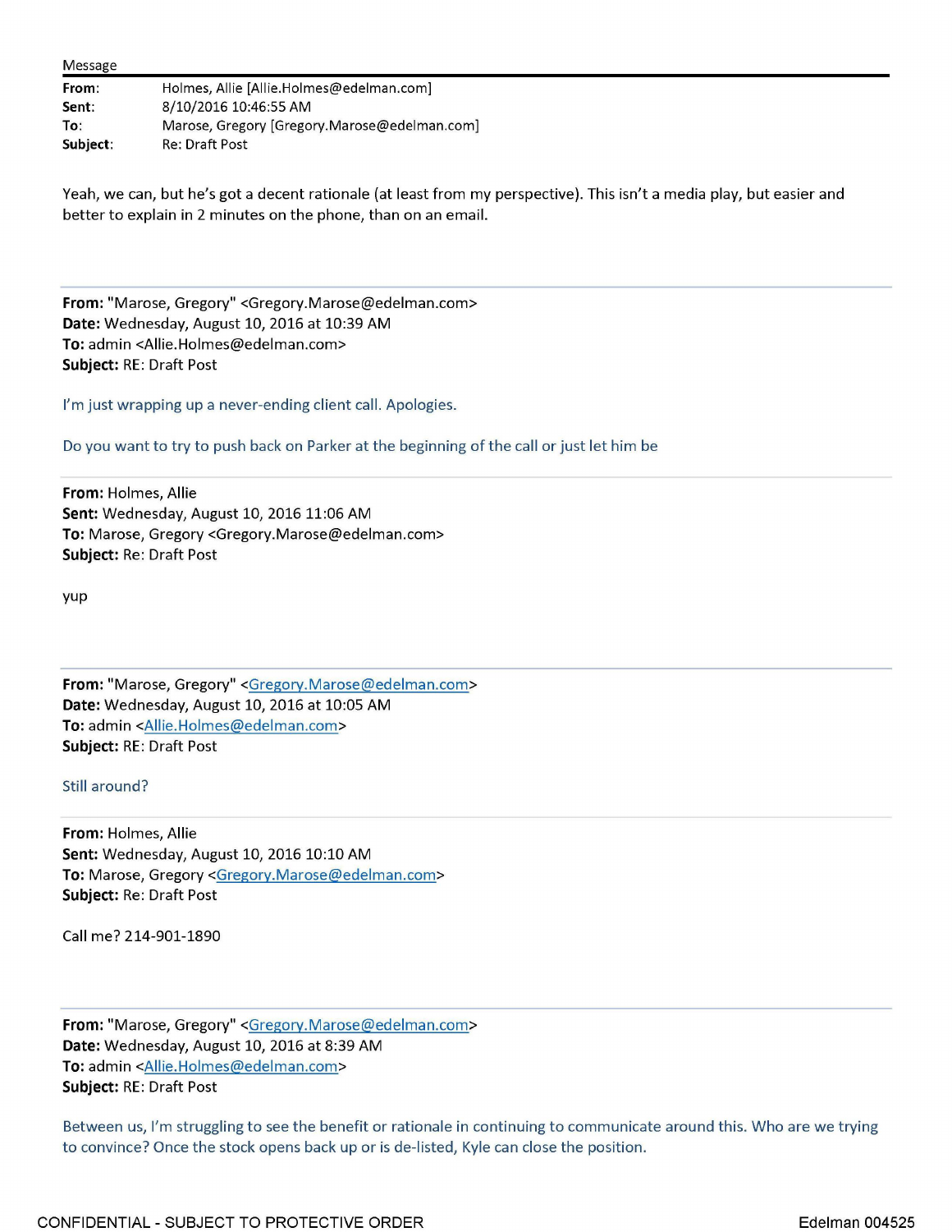Message

| | |
|---|---|
| **From**: | Holmes, Allie [Allie.Holmes@edelman.com] |
| **Sent**: | 8/10/2016 10:46:55 AM |
| **To**: | Marose, Gregory [Gregory.Marose@edelman.com] |
| **Subject**: | Re: Draft Post |

Yeah, we can, but he's got a decent rationale (at least from my perspective). This isn't a media play, but easier and better to explain in 2 minutes on the phone, than on an email.

---

**From:** "Marose, Gregory" <Gregory.Marose@edelman.com>
**Date:** Wednesday, August 10, 2016 at 10:39 AM
**To:** admin <Allie.Holmes@edelman.com>
**Subject:** RE: Draft Post

I'm just wrapping up a never-ending client call. Apologies.

Do you want to try to push back on Parker at the beginning of the call or just let him be

---

**From:** Holmes, Allie
**Sent:** Wednesday, August 10, 2016 11:06 AM
**To:** Marose, Gregory <Gregory.Marose@edelman.com>
**Subject:** Re: Draft Post

yup

---

**From:** "Marose, Gregory" <Gregory.Marose@edelman.com>
**Date:** Wednesday, August 10, 2016 at 10:05 AM
**To:** admin <Allie.Holmes@edelman.com>
**Subject:** RE: Draft Post

Still around?

---

**From:** Holmes, Allie
**Sent:** Wednesday, August 10, 2016 10:10 AM
**To:** Marose, Gregory <Gregory.Marose@edelman.com>
**Subject:** Re: Draft Post

Call me? 214-901-1890

---

**From:** "Marose, Gregory" <Gregory.Marose@edelman.com>
**Date:** Wednesday, August 10, 2016 at 8:39 AM
**To:** admin <Allie.Holmes@edelman.com>
**Subject:** RE: Draft Post

Between us, I'm struggling to see the benefit or rationale in continuing to communicate around this. Who are we trying to convince? Once the stock opens back up or is de-listed, Kyle can close the position.

CONFIDENTIAL - SUBJECT TO PROTECTIVE ORDER

Edelman 004525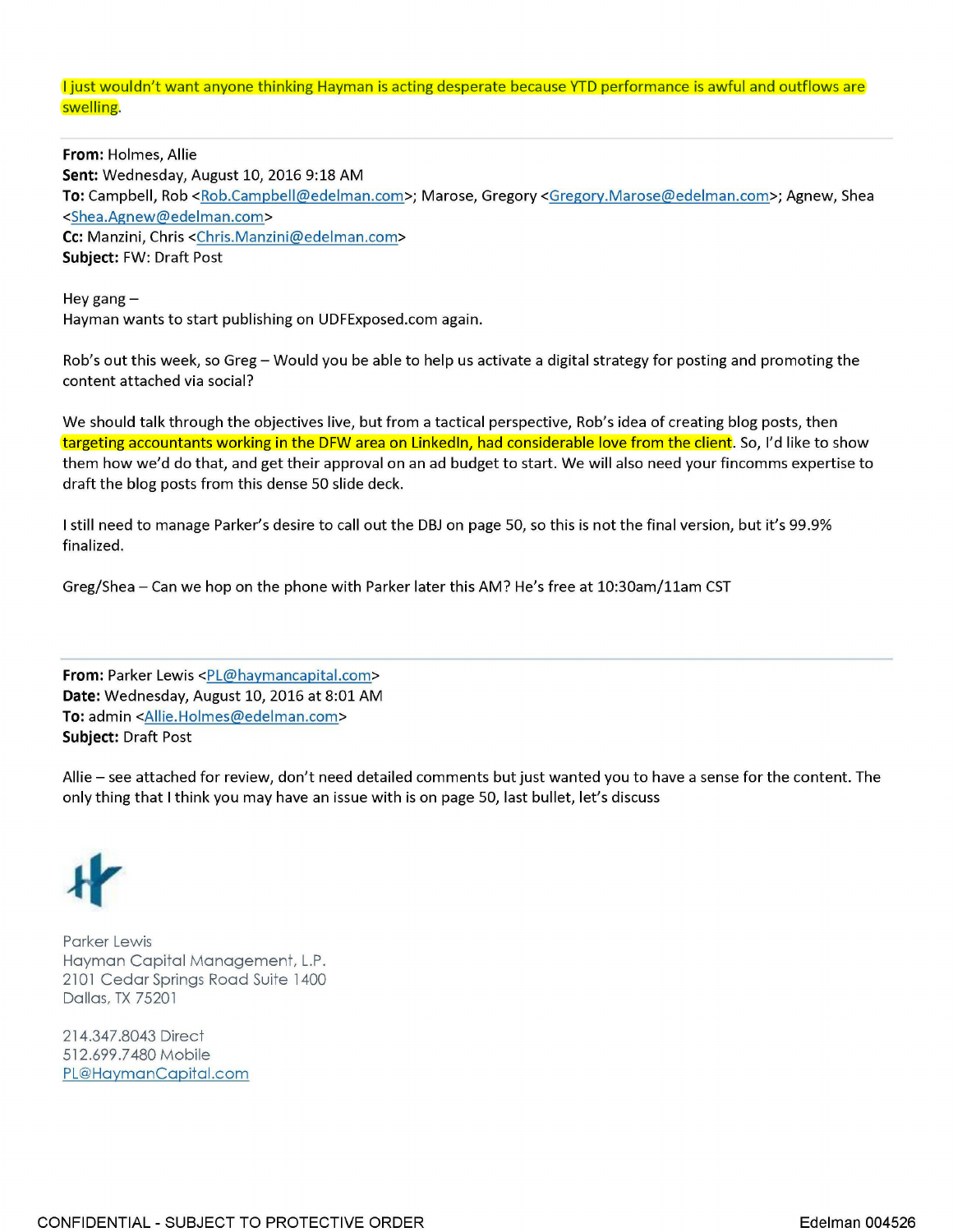I just wouldn't want anyone thinking Hayman is acting desperate because YTD performance is awful and outflows are swelling.

---

**From:** Holmes, Allie
**Sent:** Wednesday, August 10, 2016 9:18 AM
**To:** Campbell, Rob <Rob.Campbell@edelman.com>; Marose, Gregory <Gregory.Marose@edelman.com>; Agnew, Shea <Shea.Agnew@edelman.com>
**Cc:** Manzini, Chris <Chris.Manzini@edelman.com>
**Subject:** FW: Draft Post

Hey gang –
Hayman wants to start publishing on UDFExposed.com again.

Rob's out this week, so Greg – Would you be able to help us activate a digital strategy for posting and promoting the content attached via social?

We should talk through the objectives live, but from a tactical perspective, Rob's idea of creating blog posts, then targeting accountants working in the DFW area on LinkedIn, had considerable love from the client. So, I'd like to show them how we'd do that, and get their approval on an ad budget to start. We will also need your fincomms expertise to draft the blog posts from this dense 50 slide deck.

I still need to manage Parker's desire to call out the DBJ on page 50, so this is not the final version, but it's 99.9% finalized.

Greg/Shea – Can we hop on the phone with Parker later this AM? He's free at 10:30am/11am CST

---

**From:** Parker Lewis <PL@haymancapital.com>
**Date:** Wednesday, August 10, 2016 at 8:01 AM
**To:** admin <Allie.Holmes@edelman.com>
**Subject:** Draft Post

Allie – see attached for review, don't need detailed comments but just wanted you to have a sense for the content. The only thing that I think you may have an issue with is on page 50, last bullet, let's discuss

Parker Lewis
Hayman Capital Management, L.P.
2101 Cedar Springs Road Suite 1400
Dallas, TX 75201

214.347.8043 Direct
512.699.7480 Mobile
PL@HaymanCapital.com

CONFIDENTIAL - SUBJECT TO PROTECTIVE ORDER

Edelman 004526